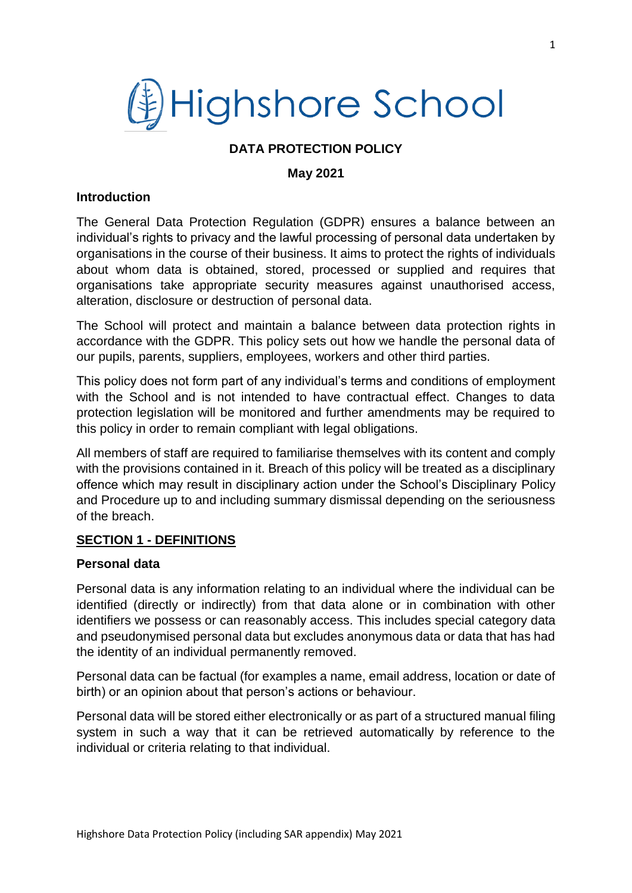# Highshore School

## DATA PROTECTION POLICY

**May 2021**

### Introduction

The General Data Protection Regulation (GDPR) ensures a balance between an individual's rights to privacy and the lawful processing of personal data undertaken by organisations in the course of their business. It aims to protect the rights of individuals about whom data is obtained, stored, processed or supplied and requires that organisations take appropriate security measures against unauthorised access, alteration, disclosure or destruction of personal data.

The School will protect and maintain a balance between data protection rights in accordance with the GDPR. This policy sets out how we handle the personal data of our pupils, parents, suppliers, employees, workers and other third parties.

This policy does not form part of any individual's terms and conditions of employment with the School and is not intended to have contractual effect. Changes to data protection legislation will be monitored and further amendments may be required to this policy in order to remain compliant with legal obligations.

All members of staff are required to familiarise themselves with its content and comply with the provisions contained in it. Breach of this policy will be treated as a disciplinary offence which may result in disciplinary action under the School's Disciplinary Policy and Procedure up to and including summary dismissal depending on the seriousness of the breach.

## SECTION 1 - DEFINITIONS

### Personal data

Personal data is any information relating to an individual where the individual can be identified (directly or indirectly) from that data alone or in combination with other identifiers we possess or can reasonably access. This includes special category data and pseudonymised personal data but excludes anonymous data or data that has had the identity of an individual permanently removed.

Personal data can be factual (for examples a name, email address, location or date of birth) or an opinion about that person's actions or behaviour.

Personal data will be stored either electronically or as part of a structured manual filing system in such a way that it can be retrieved automatically by reference to the individual or criteria relating to that individual.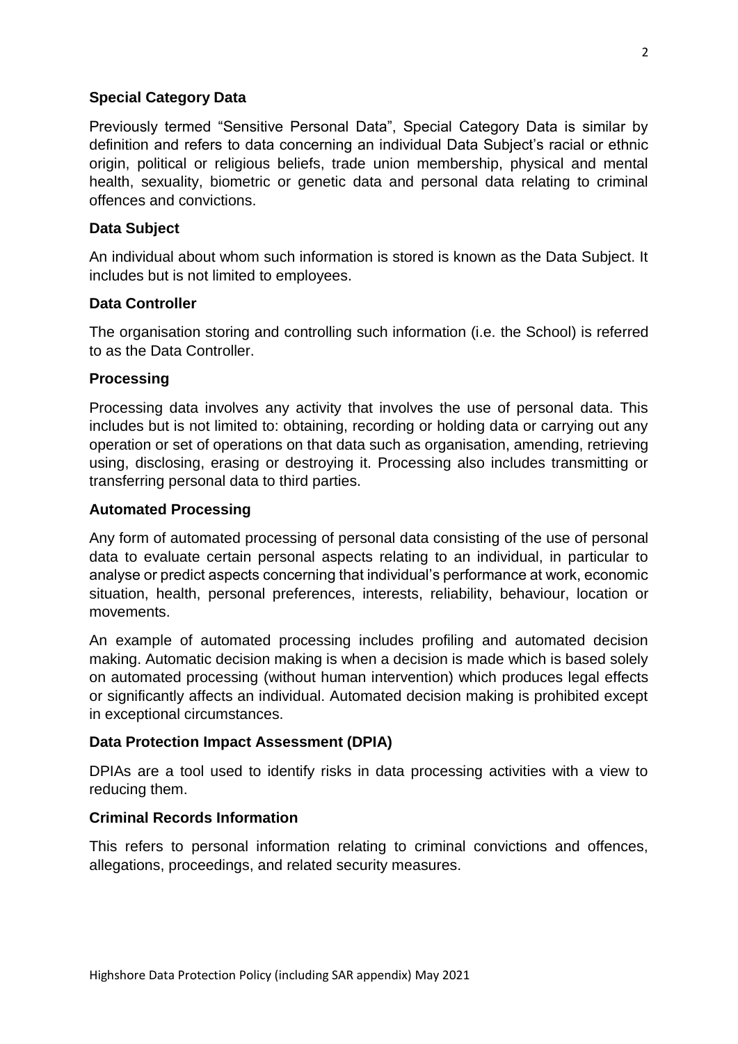**Special Category Data**

Previously termed "Sensitive Personal Data", Special Category Data is similar by definition and refers to data concerning an individual Data Subject's racial or ethnic origin, political or religious beliefs, trade union membership, physical and mental health, sexuality, biometric or genetic data and personal data relating to criminal offences and convictions.

**Data Subject**

An individual about whom such information is stored is known as the Data Subject. It includes but is not limited to employees.

**Data Controller**

The organisation storing and controlling such information (i.e. the School) is referred to as the Data Controller.

**Processing**

Processing data involves any activity that involves the use of personal data. This includes but is not limited to: obtaining, recording or holding data or carrying out any operation or set of operations on that data such as organisation, amending, retrieving using, disclosing, erasing or destroying it. Processing also includes transmitting or transferring personal data to third parties.

**Automated Processing**

Any form of automated processing of personal data consisting of the use of personal data to evaluate certain personal aspects relating to an individual, in particular to analyse or predict aspects concerning that individual's performance at work, economic situation, health, personal preferences, interests, reliability, behaviour, location or movements.

An example of automated processing includes profiling and automated decision making. Automatic decision making is when a decision is made which is based solely on automated processing (without human intervention) which produces legal effects or significantly affects an individual. Automated decision making is prohibited except in exceptional circumstances.

**Data Protection Impact Assessment (DPIA)**

DPIAs are a tool used to identify risks in data processing activities with a view to reducing them.

**Criminal Records Information**

This refers to personal information relating to criminal convictions and offences, allegations, proceedings, and related security measures.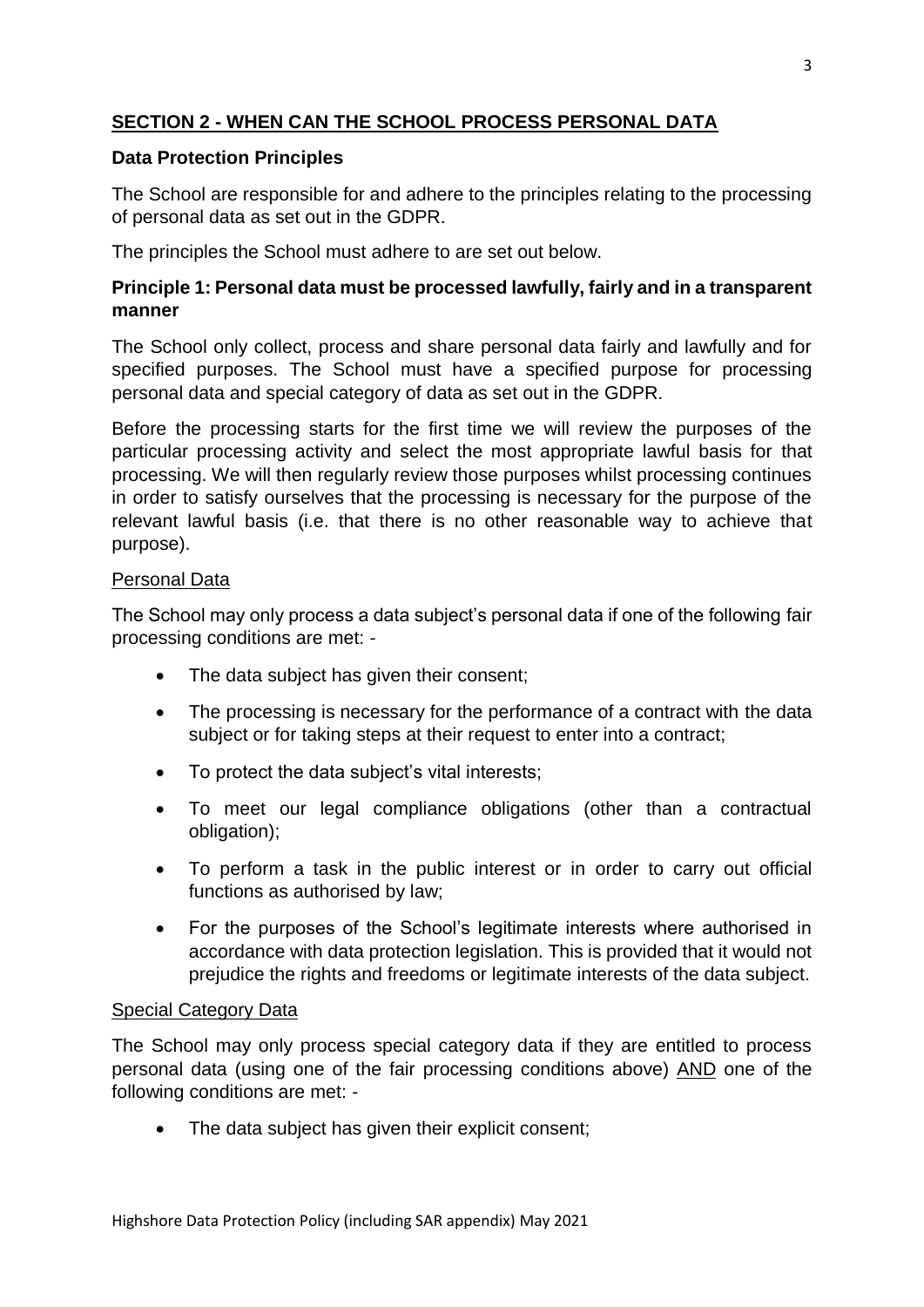## SECTION 2 - WHEN CAN THE SCHOOL PROCESS PERSONAL DATA

### Data Protection Principles

The School are responsible for and adhere to the principles relating to the processing of personal data as set out in the GDPR.

The principles the School must adhere to are set out below.

### Principle 1: Personal data must be processed lawfully, fairly and in a transparent manner

The School only collect, process and share personal data fairly and lawfully and for specified purposes. The School must have a specified purpose for processing personal data and special category of data as set out in the GDPR.

Before the processing starts for the first time we will review the purposes of the particular processing activity and select the most appropriate lawful basis for that processing. We will then regularly review those purposes whilst processing continues in order to satisfy ourselves that the processing is necessary for the purpose of the relevant lawful basis (i.e. that there is no other reasonable way to achieve that purpose).

Personal Data

The School may only process a data subject's personal data if one of the following fair processing conditions are met: -

- The data subject has given their consent;
- The processing is necessary for the performance of a contract with the data subject or for taking steps at their request to enter into a contract;
- To protect the data subject's vital interests;
- To meet our legal compliance obligations (other than a contractual obligation);
- To perform a task in the public interest or in order to carry out official functions as authorised by law;
- For the purposes of the School's legitimate interests where authorised in accordance with data protection legislation. This is provided that it would not prejudice the rights and freedoms or legitimate interests of the data subject.

Special Category Data

The School may only process special category data if they are entitled to process personal data (using one of the fair processing conditions above) AND one of the following conditions are met: -

- The data subject has given their explicit consent;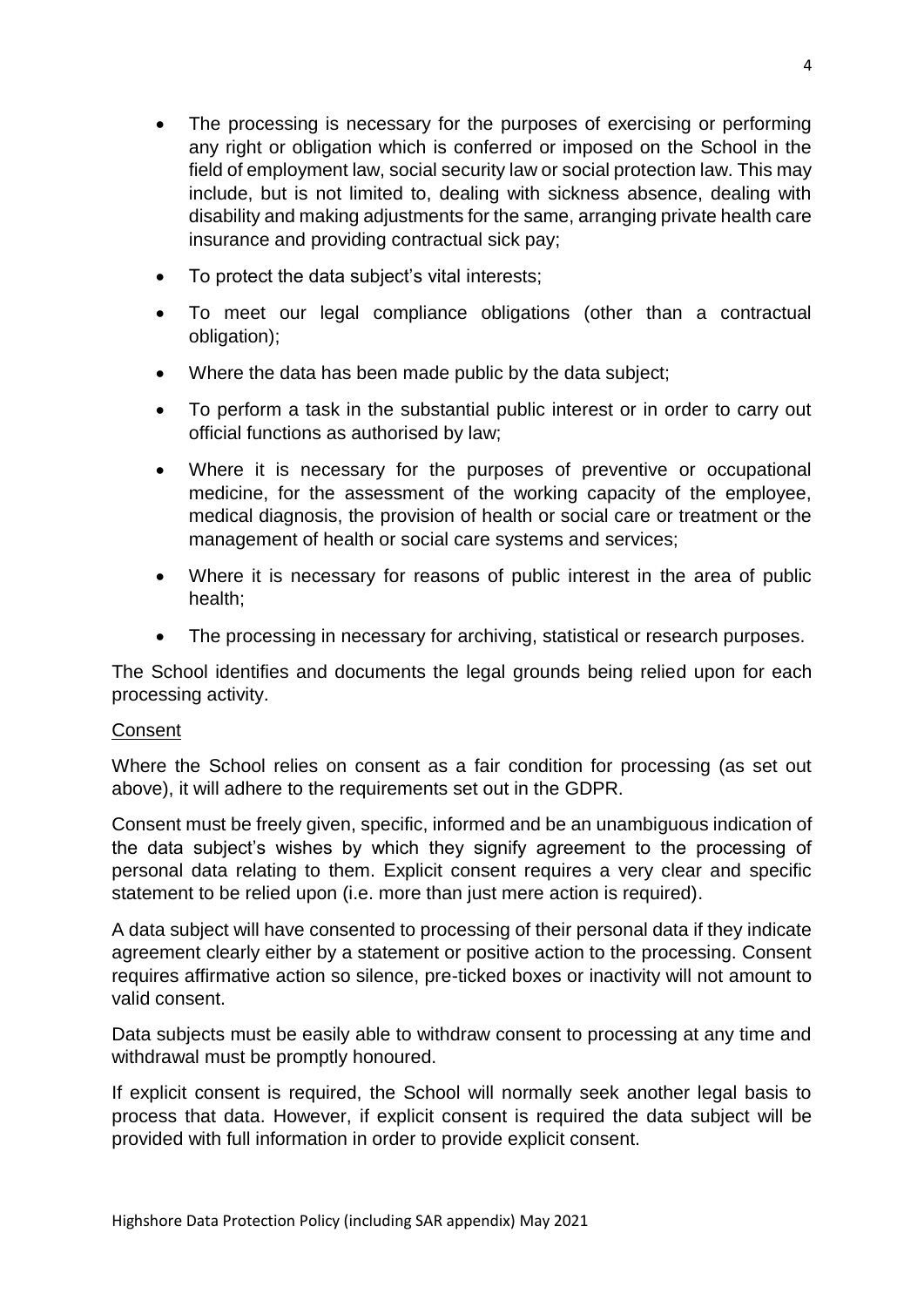- The processing is necessary for the purposes of exercising or performing any right or obligation which is conferred or imposed on the School in the field of employment law, social security law or social protection law. This may include, but is not limited to, dealing with sickness absence, dealing with disability and making adjustments for the same, arranging private health care insurance and providing contractual sick pay;
- To protect the data subject's vital interests;
- To meet our legal compliance obligations (other than a contractual obligation);
- Where the data has been made public by the data subject;
- To perform a task in the substantial public interest or in order to carry out official functions as authorised by law;
- Where it is necessary for the purposes of preventive or occupational medicine, for the assessment of the working capacity of the employee, medical diagnosis, the provision of health or social care or treatment or the management of health or social care systems and services;
- Where it is necessary for reasons of public interest in the area of public health;
- The processing in necessary for archiving, statistical or research purposes.

The School identifies and documents the legal grounds being relied upon for each processing activity.

Consent

Where the School relies on consent as a fair condition for processing (as set out above), it will adhere to the requirements set out in the GDPR.

Consent must be freely given, specific, informed and be an unambiguous indication of the data subject's wishes by which they signify agreement to the processing of personal data relating to them. Explicit consent requires a very clear and specific statement to be relied upon (i.e. more than just mere action is required).

A data subject will have consented to processing of their personal data if they indicate agreement clearly either by a statement or positive action to the processing. Consent requires affirmative action so silence, pre-ticked boxes or inactivity will not amount to valid consent.

Data subjects must be easily able to withdraw consent to processing at any time and withdrawal must be promptly honoured.

If explicit consent is required, the School will normally seek another legal basis to process that data. However, if explicit consent is required the data subject will be provided with full information in order to provide explicit consent.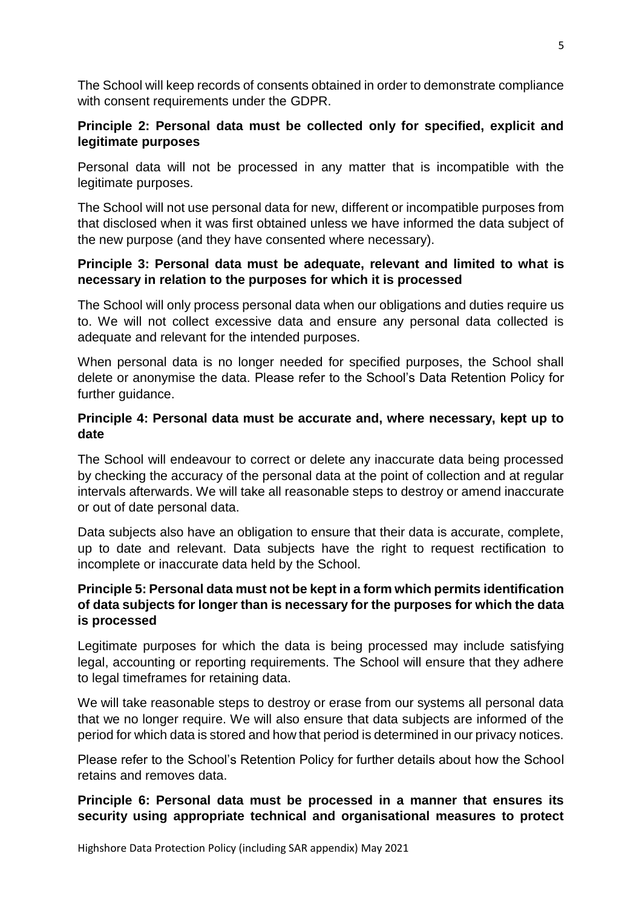The School will keep records of consents obtained in order to demonstrate compliance with consent requirements under the GDPR.

**Principle 2: Personal data must be collected only for specified, explicit and legitimate purposes**

Personal data will not be processed in any matter that is incompatible with the legitimate purposes.

The School will not use personal data for new, different or incompatible purposes from that disclosed when it was first obtained unless we have informed the data subject of the new purpose (and they have consented where necessary).

**Principle 3: Personal data must be adequate, relevant and limited to what is necessary in relation to the purposes for which it is processed**

The School will only process personal data when our obligations and duties require us to. We will not collect excessive data and ensure any personal data collected is adequate and relevant for the intended purposes.

When personal data is no longer needed for specified purposes, the School shall delete or anonymise the data. Please refer to the School's Data Retention Policy for further guidance.

**Principle 4: Personal data must be accurate and, where necessary, kept up to date**

The School will endeavour to correct or delete any inaccurate data being processed by checking the accuracy of the personal data at the point of collection and at regular intervals afterwards. We will take all reasonable steps to destroy or amend inaccurate or out of date personal data.

Data subjects also have an obligation to ensure that their data is accurate, complete, up to date and relevant. Data subjects have the right to request rectification to incomplete or inaccurate data held by the School.

**Principle 5: Personal data must not be kept in a form which permits identification of data subjects for longer than is necessary for the purposes for which the data is processed**

Legitimate purposes for which the data is being processed may include satisfying legal, accounting or reporting requirements. The School will ensure that they adhere to legal timeframes for retaining data.

We will take reasonable steps to destroy or erase from our systems all personal data that we no longer require. We will also ensure that data subjects are informed of the period for which data is stored and how that period is determined in our privacy notices.

Please refer to the School's Retention Policy for further details about how the School retains and removes data.

**Principle 6: Personal data must be processed in a manner that ensures its security using appropriate technical and organisational measures to protect**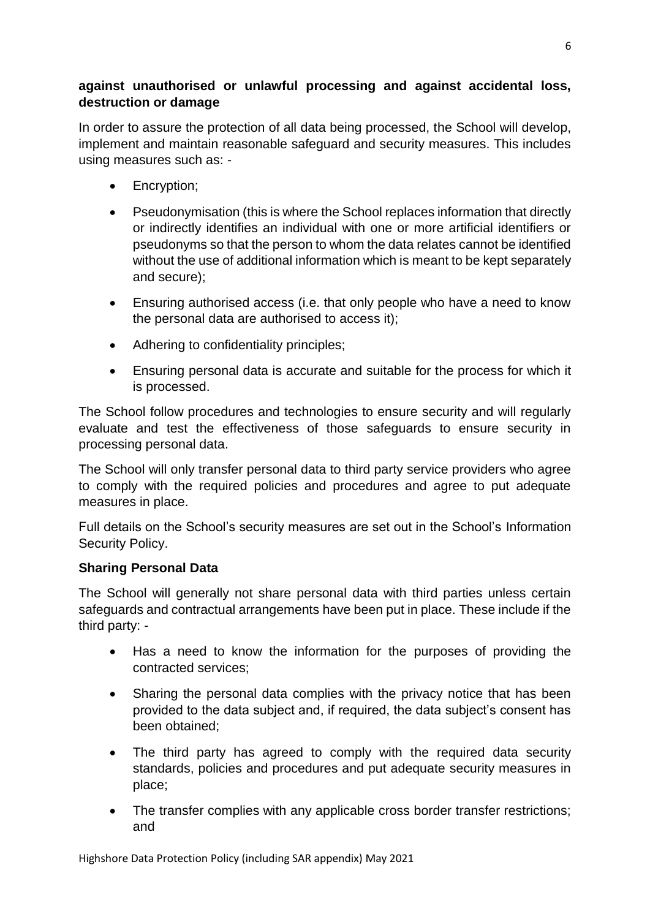**against unauthorised or unlawful processing and against accidental loss, destruction or damage**

In order to assure the protection of all data being processed, the School will develop, implement and maintain reasonable safeguard and security measures. This includes using measures such as: -

- Encryption;
- Pseudonymisation (this is where the School replaces information that directly or indirectly identifies an individual with one or more artificial identifiers or pseudonyms so that the person to whom the data relates cannot be identified without the use of additional information which is meant to be kept separately and secure);
- Ensuring authorised access (i.e. that only people who have a need to know the personal data are authorised to access it);
- Adhering to confidentiality principles;
- Ensuring personal data is accurate and suitable for the process for which it is processed.

The School follow procedures and technologies to ensure security and will regularly evaluate and test the effectiveness of those safeguards to ensure security in processing personal data.

The School will only transfer personal data to third party service providers who agree to comply with the required policies and procedures and agree to put adequate measures in place.

Full details on the School's security measures are set out in the School's Information Security Policy.

**Sharing Personal Data**

The School will generally not share personal data with third parties unless certain safeguards and contractual arrangements have been put in place. These include if the third party: -

- Has a need to know the information for the purposes of providing the contracted services;
- Sharing the personal data complies with the privacy notice that has been provided to the data subject and, if required, the data subject's consent has been obtained;
- The third party has agreed to comply with the required data security standards, policies and procedures and put adequate security measures in place;
- The transfer complies with any applicable cross border transfer restrictions; and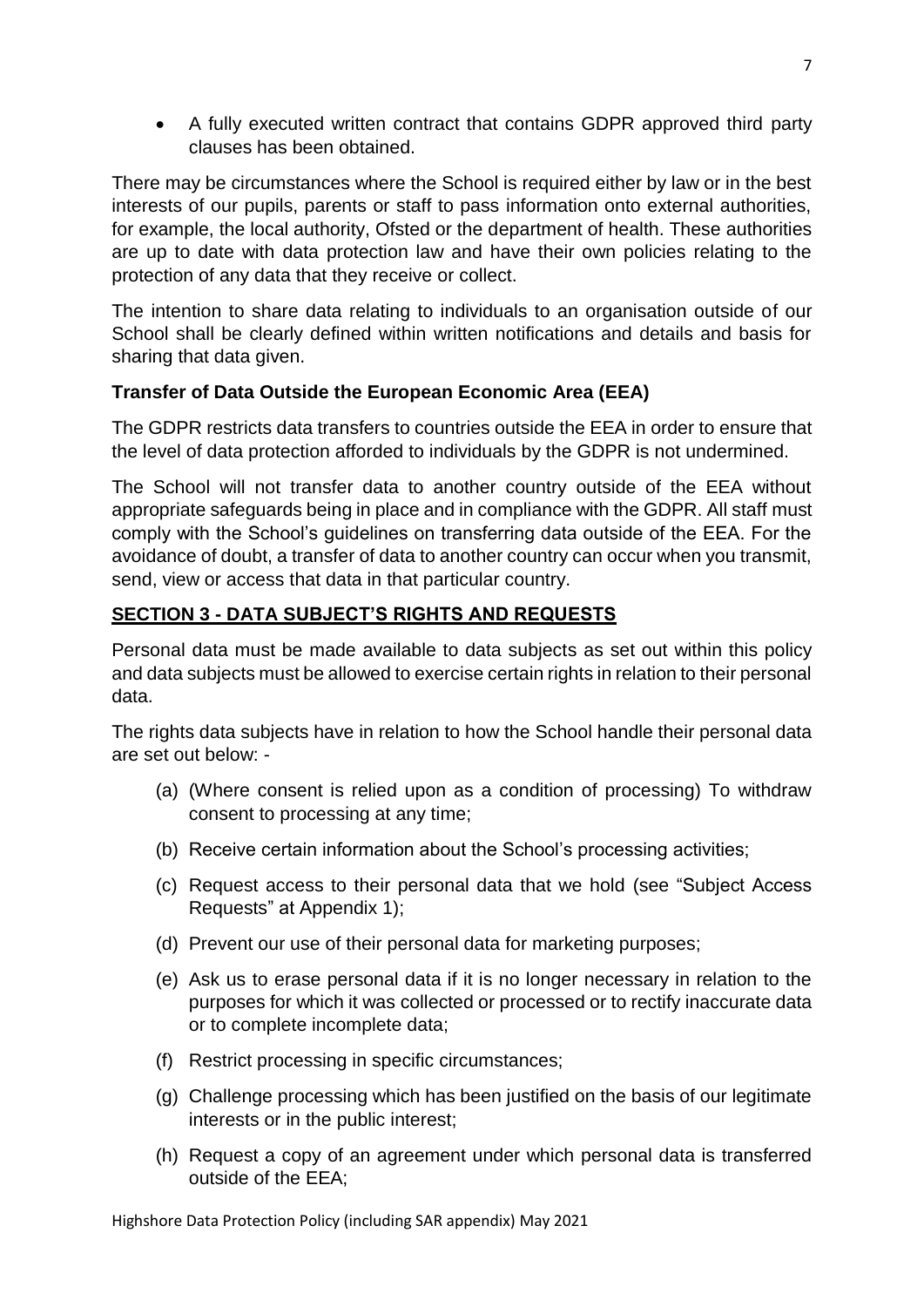- A fully executed written contract that contains GDPR approved third party clauses has been obtained.

There may be circumstances where the School is required either by law or in the best interests of our pupils, parents or staff to pass information onto external authorities, for example, the local authority, Ofsted or the department of health. These authorities are up to date with data protection law and have their own policies relating to the protection of any data that they receive or collect.

The intention to share data relating to individuals to an organisation outside of our School shall be clearly defined within written notifications and details and basis for sharing that data given.

**Transfer of Data Outside the European Economic Area (EEA)**

The GDPR restricts data transfers to countries outside the EEA in order to ensure that the level of data protection afforded to individuals by the GDPR is not undermined.

The School will not transfer data to another country outside of the EEA without appropriate safeguards being in place and in compliance with the GDPR. All staff must comply with the School's guidelines on transferring data outside of the EEA. For the avoidance of doubt, a transfer of data to another country can occur when you transmit, send, view or access that data in that particular country.

## SECTION 3 - DATA SUBJECT'S RIGHTS AND REQUESTS

Personal data must be made available to data subjects as set out within this policy and data subjects must be allowed to exercise certain rights in relation to their personal data.

The rights data subjects have in relation to how the School handle their personal data are set out below: -

(a) (Where consent is relied upon as a condition of processing) To withdraw consent to processing at any time;

(b) Receive certain information about the School's processing activities;

(c) Request access to their personal data that we hold (see "Subject Access Requests" at Appendix 1);

(d) Prevent our use of their personal data for marketing purposes;

(e) Ask us to erase personal data if it is no longer necessary in relation to the purposes for which it was collected or processed or to rectify inaccurate data or to complete incomplete data;

(f) Restrict processing in specific circumstances;

(g) Challenge processing which has been justified on the basis of our legitimate interests or in the public interest;

(h) Request a copy of an agreement under which personal data is transferred outside of the EEA;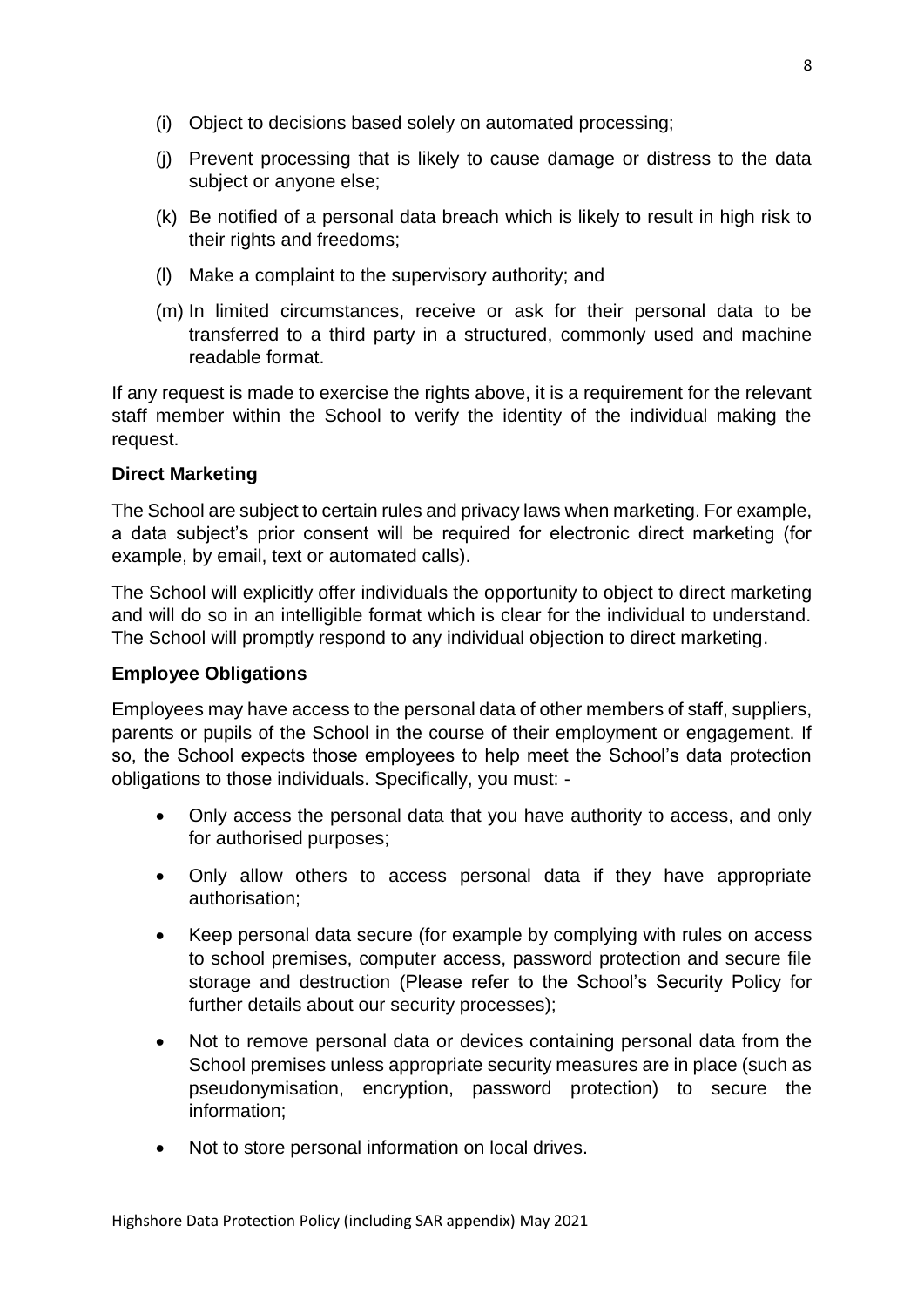(i) Object to decisions based solely on automated processing;

(j) Prevent processing that is likely to cause damage or distress to the data subject or anyone else;

(k) Be notified of a personal data breach which is likely to result in high risk to their rights and freedoms;

(l) Make a complaint to the supervisory authority; and

(m) In limited circumstances, receive or ask for their personal data to be transferred to a third party in a structured, commonly used and machine readable format.

If any request is made to exercise the rights above, it is a requirement for the relevant staff member within the School to verify the identity of the individual making the request.

**Direct Marketing**

The School are subject to certain rules and privacy laws when marketing. For example, a data subject's prior consent will be required for electronic direct marketing (for example, by email, text or automated calls).

The School will explicitly offer individuals the opportunity to object to direct marketing and will do so in an intelligible format which is clear for the individual to understand. The School will promptly respond to any individual objection to direct marketing.

**Employee Obligations**

Employees may have access to the personal data of other members of staff, suppliers, parents or pupils of the School in the course of their employment or engagement. If so, the School expects those employees to help meet the School's data protection obligations to those individuals. Specifically, you must: -

- Only access the personal data that you have authority to access, and only for authorised purposes;
- Only allow others to access personal data if they have appropriate authorisation;
- Keep personal data secure (for example by complying with rules on access to school premises, computer access, password protection and secure file storage and destruction (Please refer to the School's Security Policy for further details about our security processes);
- Not to remove personal data or devices containing personal data from the School premises unless appropriate security measures are in place (such as pseudonymisation, encryption, password protection) to secure the information;
- Not to store personal information on local drives.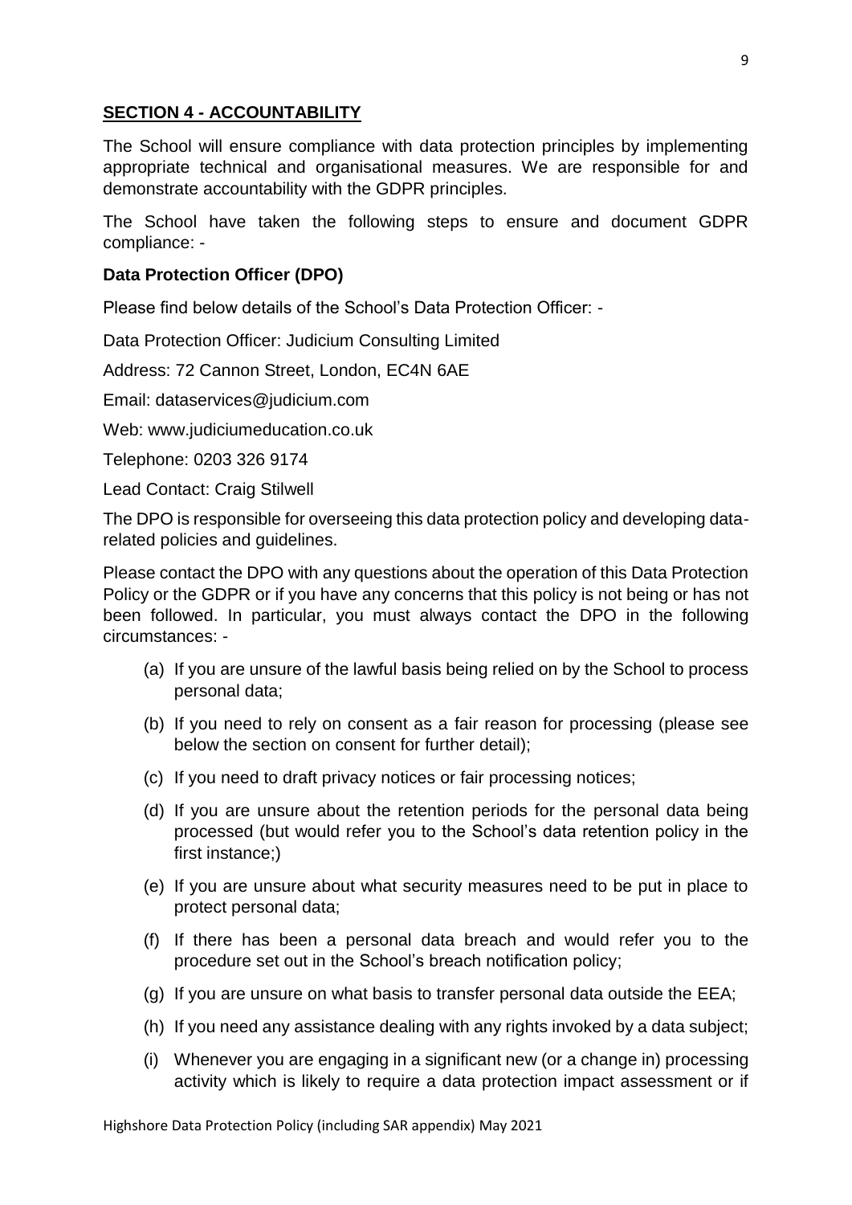## SECTION 4 - ACCOUNTABILITY

The School will ensure compliance with data protection principles by implementing appropriate technical and organisational measures. We are responsible for and demonstrate accountability with the GDPR principles.

The School have taken the following steps to ensure and document GDPR compliance: -

### Data Protection Officer (DPO)

Please find below details of the School's Data Protection Officer: -

Data Protection Officer: Judicium Consulting Limited

Address: 72 Cannon Street, London, EC4N 6AE

Email: dataservices@judicium.com

Web: www.judiciumeducation.co.uk

Telephone: 0203 326 9174

Lead Contact: Craig Stilwell

The DPO is responsible for overseeing this data protection policy and developing data-related policies and guidelines.

Please contact the DPO with any questions about the operation of this Data Protection Policy or the GDPR or if you have any concerns that this policy is not being or has not been followed. In particular, you must always contact the DPO in the following circumstances: -

(a) If you are unsure of the lawful basis being relied on by the School to process personal data;

(b) If you need to rely on consent as a fair reason for processing (please see below the section on consent for further detail);

(c) If you need to draft privacy notices or fair processing notices;

(d) If you are unsure about the retention periods for the personal data being processed (but would refer you to the School's data retention policy in the first instance;)

(e) If you are unsure about what security measures need to be put in place to protect personal data;

(f) If there has been a personal data breach and would refer you to the procedure set out in the School's breach notification policy;

(g) If you are unsure on what basis to transfer personal data outside the EEA;

(h) If you need any assistance dealing with any rights invoked by a data subject;

(i) Whenever you are engaging in a significant new (or a change in) processing activity which is likely to require a data protection impact assessment or if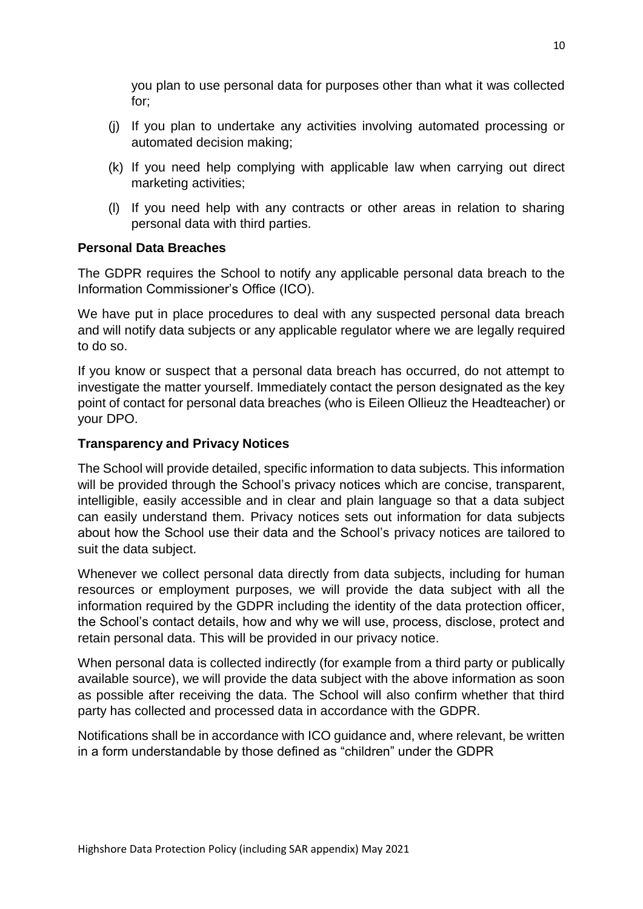you plan to use personal data for purposes other than what it was collected for;

(j) If you plan to undertake any activities involving automated processing or automated decision making;

(k) If you need help complying with applicable law when carrying out direct marketing activities;

(l) If you need help with any contracts or other areas in relation to sharing personal data with third parties.

**Personal Data Breaches**

The GDPR requires the School to notify any applicable personal data breach to the Information Commissioner's Office (ICO).

We have put in place procedures to deal with any suspected personal data breach and will notify data subjects or any applicable regulator where we are legally required to do so.

If you know or suspect that a personal data breach has occurred, do not attempt to investigate the matter yourself. Immediately contact the person designated as the key point of contact for personal data breaches (who is Eileen Ollieuz the Headteacher) or your DPO.

**Transparency and Privacy Notices**

The School will provide detailed, specific information to data subjects. This information will be provided through the School's privacy notices which are concise, transparent, intelligible, easily accessible and in clear and plain language so that a data subject can easily understand them. Privacy notices sets out information for data subjects about how the School use their data and the School's privacy notices are tailored to suit the data subject.

Whenever we collect personal data directly from data subjects, including for human resources or employment purposes, we will provide the data subject with all the information required by the GDPR including the identity of the data protection officer, the School's contact details, how and why we will use, process, disclose, protect and retain personal data. This will be provided in our privacy notice.

When personal data is collected indirectly (for example from a third party or publically available source), we will provide the data subject with the above information as soon as possible after receiving the data. The School will also confirm whether that third party has collected and processed data in accordance with the GDPR.

Notifications shall be in accordance with ICO guidance and, where relevant, be written in a form understandable by those defined as "children" under the GDPR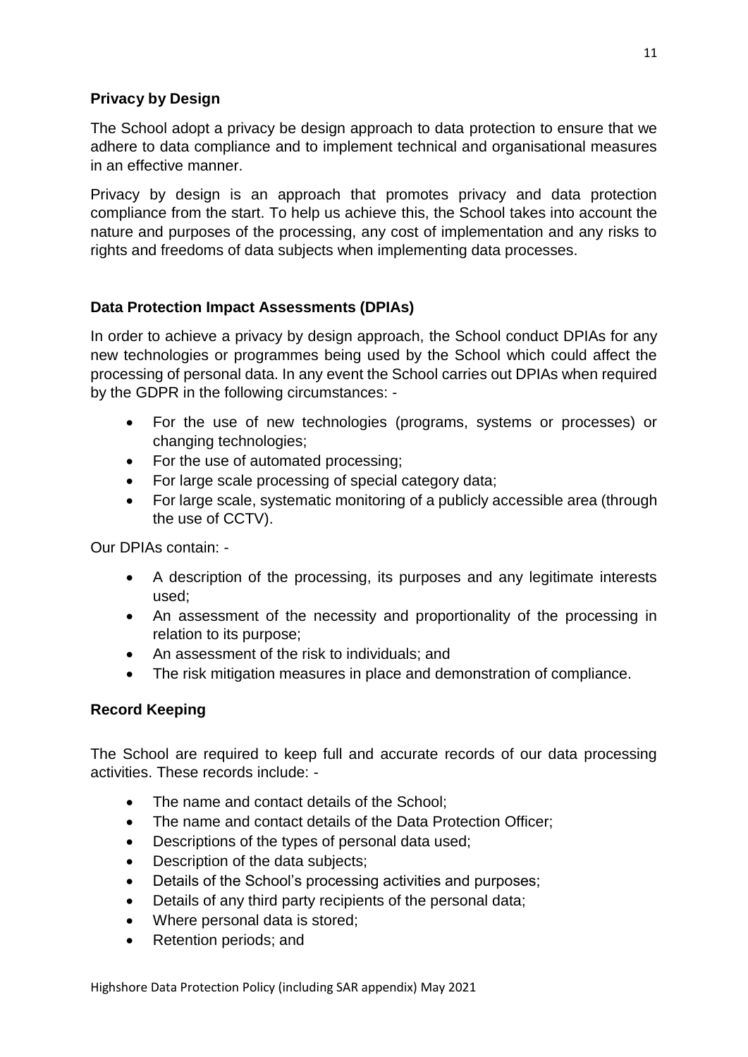**Privacy by Design**

The School adopt a privacy be design approach to data protection to ensure that we adhere to data compliance and to implement technical and organisational measures in an effective manner.

Privacy by design is an approach that promotes privacy and data protection compliance from the start. To help us achieve this, the School takes into account the nature and purposes of the processing, any cost of implementation and any risks to rights and freedoms of data subjects when implementing data processes.

**Data Protection Impact Assessments (DPIAs)**

In order to achieve a privacy by design approach, the School conduct DPIAs for any new technologies or programmes being used by the School which could affect the processing of personal data. In any event the School carries out DPIAs when required by the GDPR in the following circumstances: -

- For the use of new technologies (programs, systems or processes) or changing technologies;
- For the use of automated processing;
- For large scale processing of special category data;
- For large scale, systematic monitoring of a publicly accessible area (through the use of CCTV).

Our DPIAs contain: -

- A description of the processing, its purposes and any legitimate interests used;
- An assessment of the necessity and proportionality of the processing in relation to its purpose;
- An assessment of the risk to individuals; and
- The risk mitigation measures in place and demonstration of compliance.

**Record Keeping**

The School are required to keep full and accurate records of our data processing activities. These records include: -

- The name and contact details of the School;
- The name and contact details of the Data Protection Officer;
- Descriptions of the types of personal data used;
- Description of the data subjects;
- Details of the School's processing activities and purposes;
- Details of any third party recipients of the personal data;
- Where personal data is stored;
- Retention periods; and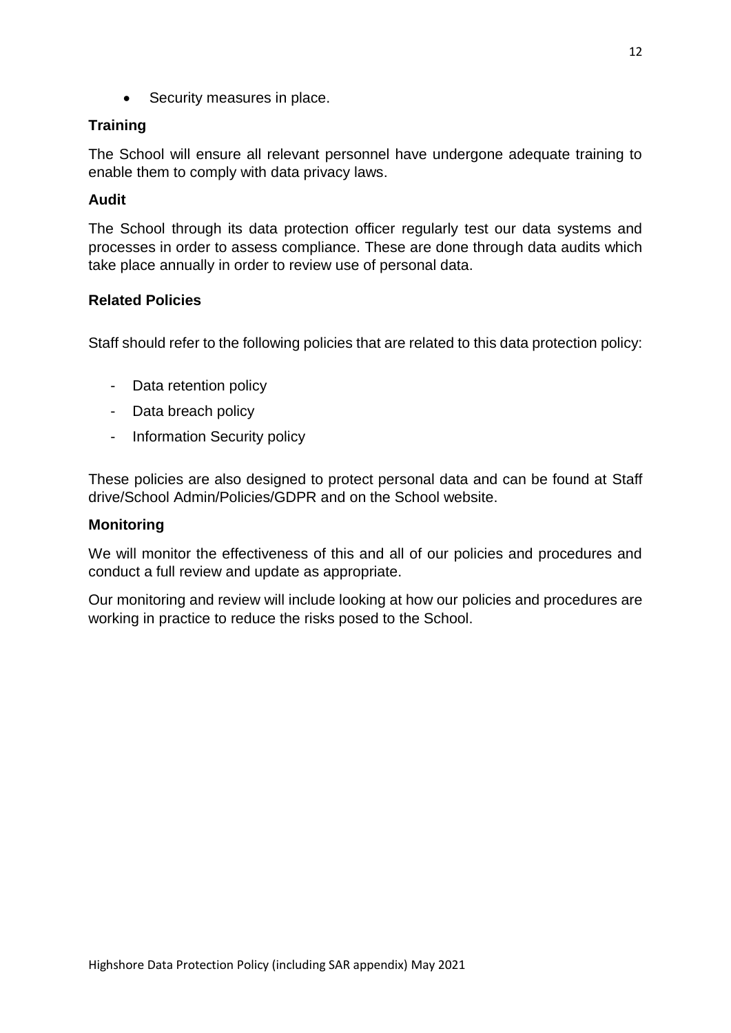- Security measures in place.

**Training**

The School will ensure all relevant personnel have undergone adequate training to enable them to comply with data privacy laws.

**Audit**

The School through its data protection officer regularly test our data systems and processes in order to assess compliance. These are done through data audits which take place annually in order to review use of personal data.

**Related Policies**

Staff should refer to the following policies that are related to this data protection policy:

- Data retention policy
- Data breach policy
- Information Security policy

These policies are also designed to protect personal data and can be found at Staff drive/School Admin/Policies/GDPR and on the School website.

**Monitoring**

We will monitor the effectiveness of this and all of our policies and procedures and conduct a full review and update as appropriate.

Our monitoring and review will include looking at how our policies and procedures are working in practice to reduce the risks posed to the School.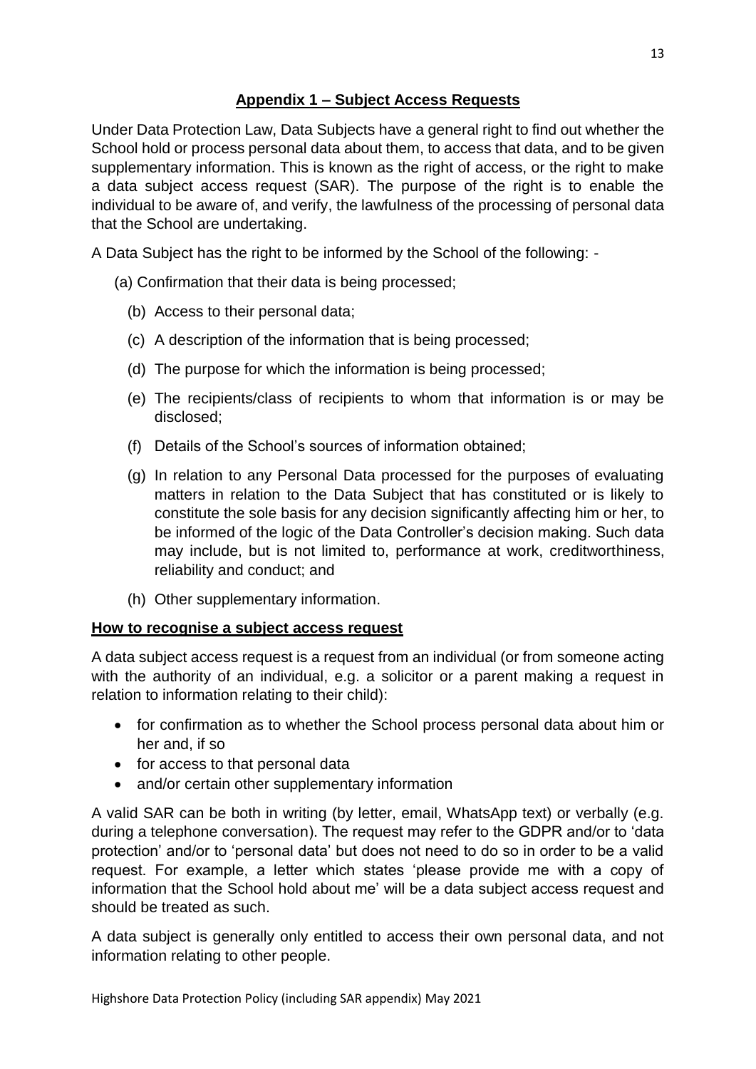## Appendix 1 – Subject Access Requests

Under Data Protection Law, Data Subjects have a general right to find out whether the School hold or process personal data about them, to access that data, and to be given supplementary information. This is known as the right of access, or the right to make a data subject access request (SAR). The purpose of the right is to enable the individual to be aware of, and verify, the lawfulness of the processing of personal data that the School are undertaking.

A Data Subject has the right to be informed by the School of the following: -

(a) Confirmation that their data is being processed;

(b) Access to their personal data;

(c) A description of the information that is being processed;

(d) The purpose for which the information is being processed;

(e) The recipients/class of recipients to whom that information is or may be disclosed;

(f) Details of the School's sources of information obtained;

(g) In relation to any Personal Data processed for the purposes of evaluating matters in relation to the Data Subject that has constituted or is likely to constitute the sole basis for any decision significantly affecting him or her, to be informed of the logic of the Data Controller's decision making. Such data may include, but is not limited to, performance at work, creditworthiness, reliability and conduct; and

(h) Other supplementary information.

### How to recognise a subject access request

A data subject access request is a request from an individual (or from someone acting with the authority of an individual, e.g. a solicitor or a parent making a request in relation to information relating to their child):

- for confirmation as to whether the School process personal data about him or her and, if so
- for access to that personal data
- and/or certain other supplementary information

A valid SAR can be both in writing (by letter, email, WhatsApp text) or verbally (e.g. during a telephone conversation). The request may refer to the GDPR and/or to 'data protection' and/or to 'personal data' but does not need to do so in order to be a valid request. For example, a letter which states 'please provide me with a copy of information that the School hold about me' will be a data subject access request and should be treated as such.

A data subject is generally only entitled to access their own personal data, and not information relating to other people.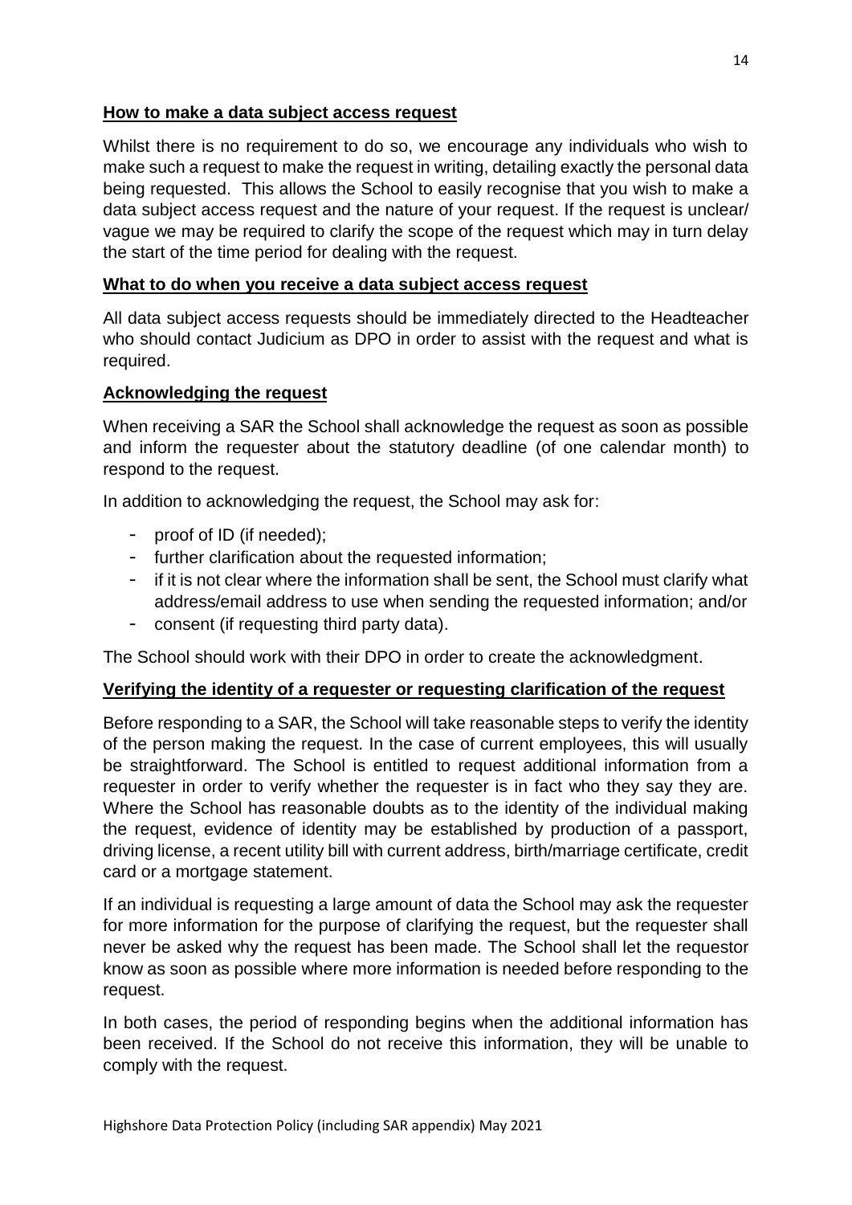**How to make a data subject access request**

Whilst there is no requirement to do so, we encourage any individuals who wish to make such a request to make the request in writing, detailing exactly the personal data being requested. This allows the School to easily recognise that you wish to make a data subject access request and the nature of your request. If the request is unclear/ vague we may be required to clarify the scope of the request which may in turn delay the start of the time period for dealing with the request.

**What to do when you receive a data subject access request**

All data subject access requests should be immediately directed to the Headteacher who should contact Judicium as DPO in order to assist with the request and what is required.

**Acknowledging the request**

When receiving a SAR the School shall acknowledge the request as soon as possible and inform the requester about the statutory deadline (of one calendar month) to respond to the request.

In addition to acknowledging the request, the School may ask for:

- proof of ID (if needed);
- further clarification about the requested information;
- if it is not clear where the information shall be sent, the School must clarify what address/email address to use when sending the requested information; and/or
- consent (if requesting third party data).

The School should work with their DPO in order to create the acknowledgment.

**Verifying the identity of a requester or requesting clarification of the request**

Before responding to a SAR, the School will take reasonable steps to verify the identity of the person making the request. In the case of current employees, this will usually be straightforward. The School is entitled to request additional information from a requester in order to verify whether the requester is in fact who they say they are. Where the School has reasonable doubts as to the identity of the individual making the request, evidence of identity may be established by production of a passport, driving license, a recent utility bill with current address, birth/marriage certificate, credit card or a mortgage statement.

If an individual is requesting a large amount of data the School may ask the requester for more information for the purpose of clarifying the request, but the requester shall never be asked why the request has been made. The School shall let the requestor know as soon as possible where more information is needed before responding to the request.

In both cases, the period of responding begins when the additional information has been received. If the School do not receive this information, they will be unable to comply with the request.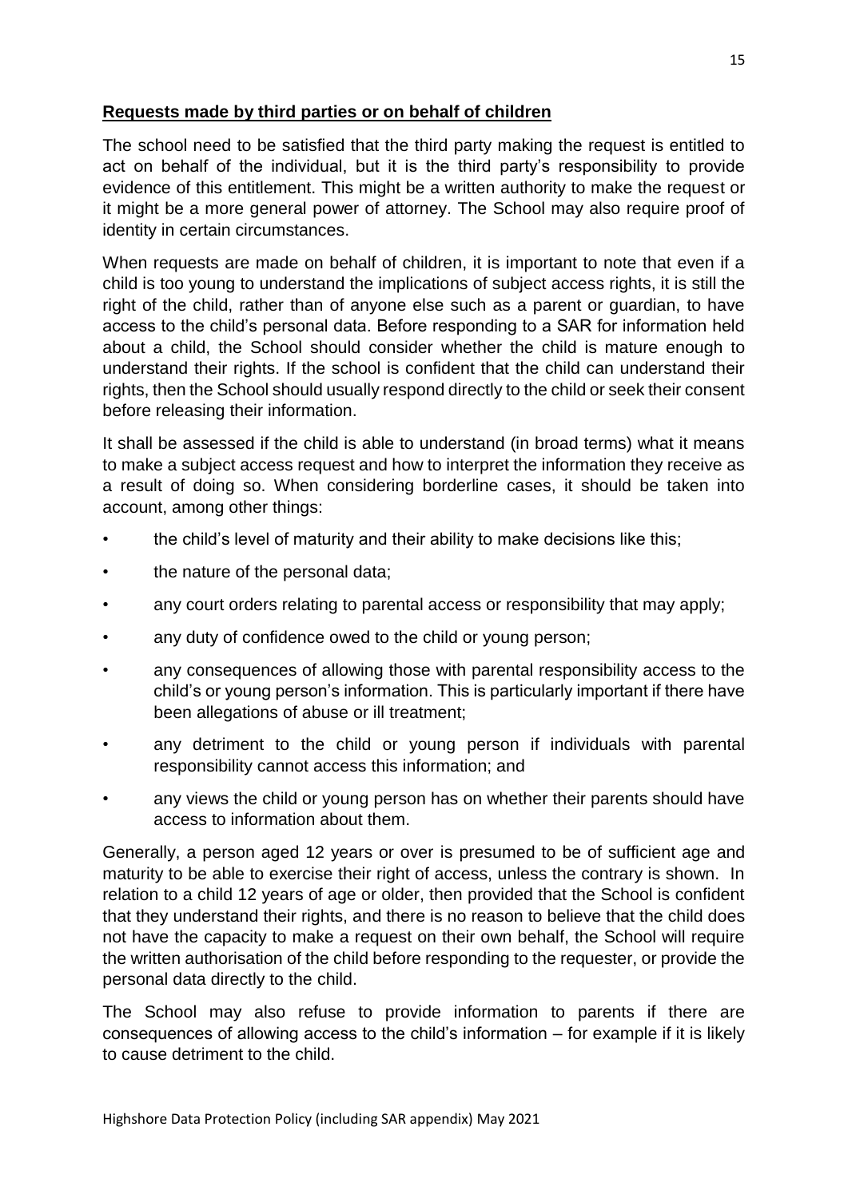**Requests made by third parties or on behalf of children**

The school need to be satisfied that the third party making the request is entitled to act on behalf of the individual, but it is the third party's responsibility to provide evidence of this entitlement. This might be a written authority to make the request or it might be a more general power of attorney. The School may also require proof of identity in certain circumstances.

When requests are made on behalf of children, it is important to note that even if a child is too young to understand the implications of subject access rights, it is still the right of the child, rather than of anyone else such as a parent or guardian, to have access to the child's personal data. Before responding to a SAR for information held about a child, the School should consider whether the child is mature enough to understand their rights. If the school is confident that the child can understand their rights, then the School should usually respond directly to the child or seek their consent before releasing their information.

It shall be assessed if the child is able to understand (in broad terms) what it means to make a subject access request and how to interpret the information they receive as a result of doing so. When considering borderline cases, it should be taken into account, among other things:

- the child's level of maturity and their ability to make decisions like this;
- the nature of the personal data;
- any court orders relating to parental access or responsibility that may apply;
- any duty of confidence owed to the child or young person;
- any consequences of allowing those with parental responsibility access to the child's or young person's information. This is particularly important if there have been allegations of abuse or ill treatment;
- any detriment to the child or young person if individuals with parental responsibility cannot access this information; and
- any views the child or young person has on whether their parents should have access to information about them.

Generally, a person aged 12 years or over is presumed to be of sufficient age and maturity to be able to exercise their right of access, unless the contrary is shown. In relation to a child 12 years of age or older, then provided that the School is confident that they understand their rights, and there is no reason to believe that the child does not have the capacity to make a request on their own behalf, the School will require the written authorisation of the child before responding to the requester, or provide the personal data directly to the child.

The School may also refuse to provide information to parents if there are consequences of allowing access to the child's information – for example if it is likely to cause detriment to the child.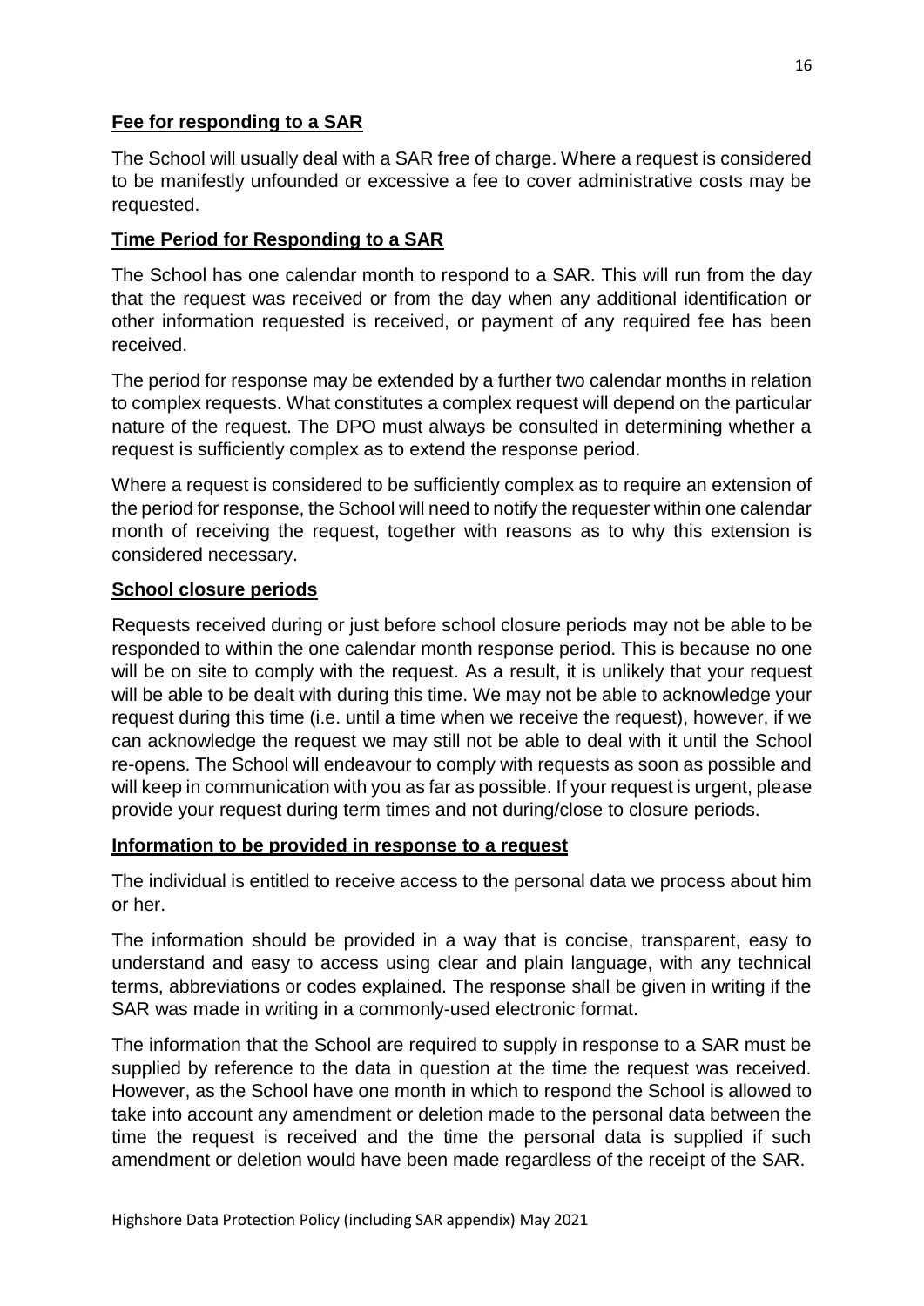## Fee for responding to a SAR

The School will usually deal with a SAR free of charge. Where a request is considered to be manifestly unfounded or excessive a fee to cover administrative costs may be requested.

## Time Period for Responding to a SAR

The School has one calendar month to respond to a SAR. This will run from the day that the request was received or from the day when any additional identification or other information requested is received, or payment of any required fee has been received.

The period for response may be extended by a further two calendar months in relation to complex requests. What constitutes a complex request will depend on the particular nature of the request. The DPO must always be consulted in determining whether a request is sufficiently complex as to extend the response period.

Where a request is considered to be sufficiently complex as to require an extension of the period for response, the School will need to notify the requester within one calendar month of receiving the request, together with reasons as to why this extension is considered necessary.

## School closure periods

Requests received during or just before school closure periods may not be able to be responded to within the one calendar month response period. This is because no one will be on site to comply with the request. As a result, it is unlikely that your request will be able to be dealt with during this time. We may not be able to acknowledge your request during this time (i.e. until a time when we receive the request), however, if we can acknowledge the request we may still not be able to deal with it until the School re-opens. The School will endeavour to comply with requests as soon as possible and will keep in communication with you as far as possible. If your request is urgent, please provide your request during term times and not during/close to closure periods.

## Information to be provided in response to a request

The individual is entitled to receive access to the personal data we process about him or her.

The information should be provided in a way that is concise, transparent, easy to understand and easy to access using clear and plain language, with any technical terms, abbreviations or codes explained. The response shall be given in writing if the SAR was made in writing in a commonly-used electronic format.

The information that the School are required to supply in response to a SAR must be supplied by reference to the data in question at the time the request was received. However, as the School have one month in which to respond the School is allowed to take into account any amendment or deletion made to the personal data between the time the request is received and the time the personal data is supplied if such amendment or deletion would have been made regardless of the receipt of the SAR.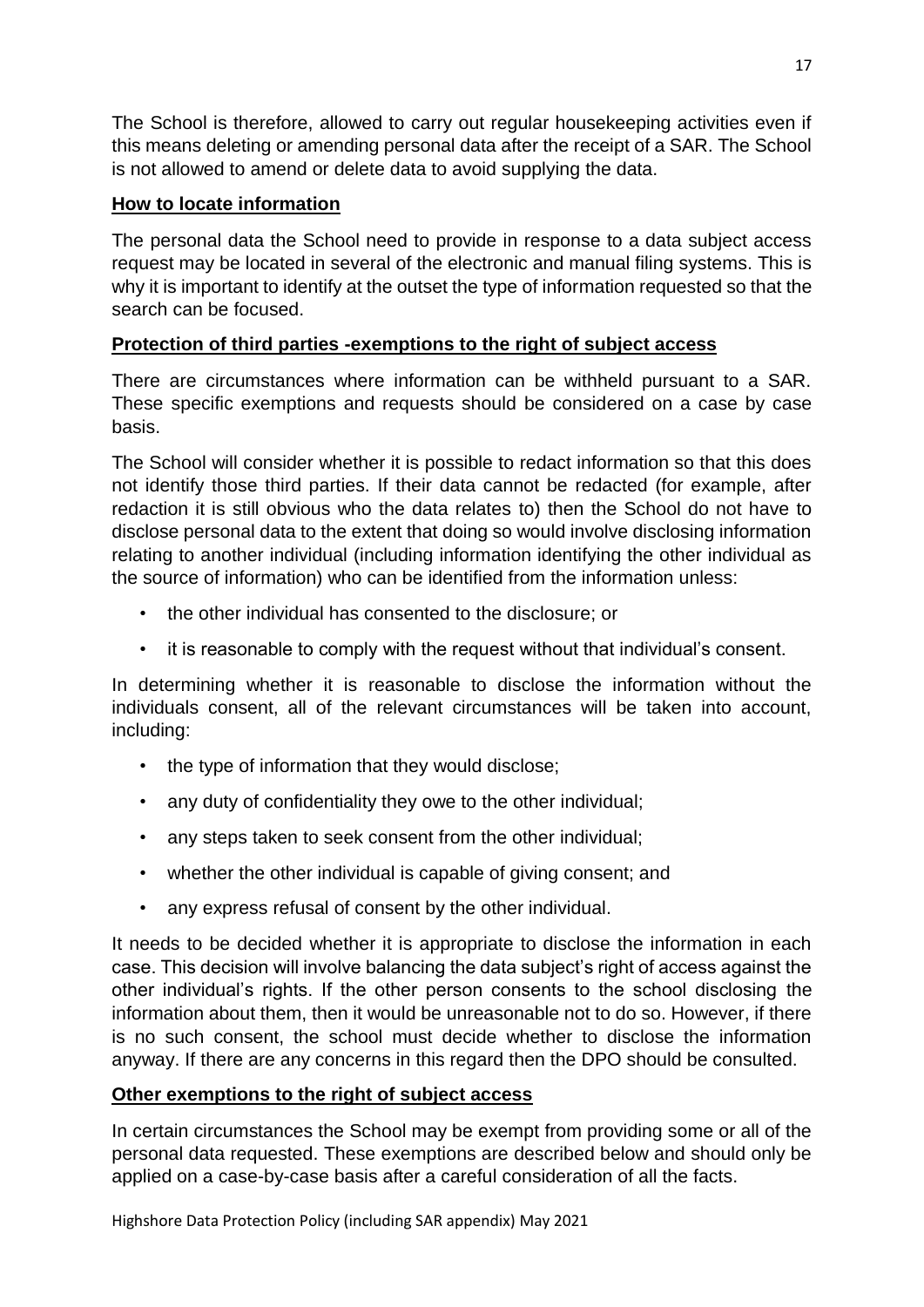The School is therefore, allowed to carry out regular housekeeping activities even if this means deleting or amending personal data after the receipt of a SAR. The School is not allowed to amend or delete data to avoid supplying the data.

**How to locate information**

The personal data the School need to provide in response to a data subject access request may be located in several of the electronic and manual filing systems. This is why it is important to identify at the outset the type of information requested so that the search can be focused.

**Protection of third parties -exemptions to the right of subject access**

There are circumstances where information can be withheld pursuant to a SAR. These specific exemptions and requests should be considered on a case by case basis.

The School will consider whether it is possible to redact information so that this does not identify those third parties. If their data cannot be redacted (for example, after redaction it is still obvious who the data relates to) then the School do not have to disclose personal data to the extent that doing so would involve disclosing information relating to another individual (including information identifying the other individual as the source of information) who can be identified from the information unless:

- the other individual has consented to the disclosure; or
- it is reasonable to comply with the request without that individual's consent.

In determining whether it is reasonable to disclose the information without the individuals consent, all of the relevant circumstances will be taken into account, including:

- the type of information that they would disclose;
- any duty of confidentiality they owe to the other individual;
- any steps taken to seek consent from the other individual;
- whether the other individual is capable of giving consent; and
- any express refusal of consent by the other individual.

It needs to be decided whether it is appropriate to disclose the information in each case. This decision will involve balancing the data subject's right of access against the other individual's rights. If the other person consents to the school disclosing the information about them, then it would be unreasonable not to do so. However, if there is no such consent, the school must decide whether to disclose the information anyway. If there are any concerns in this regard then the DPO should be consulted.

**Other exemptions to the right of subject access**

In certain circumstances the School may be exempt from providing some or all of the personal data requested. These exemptions are described below and should only be applied on a case-by-case basis after a careful consideration of all the facts.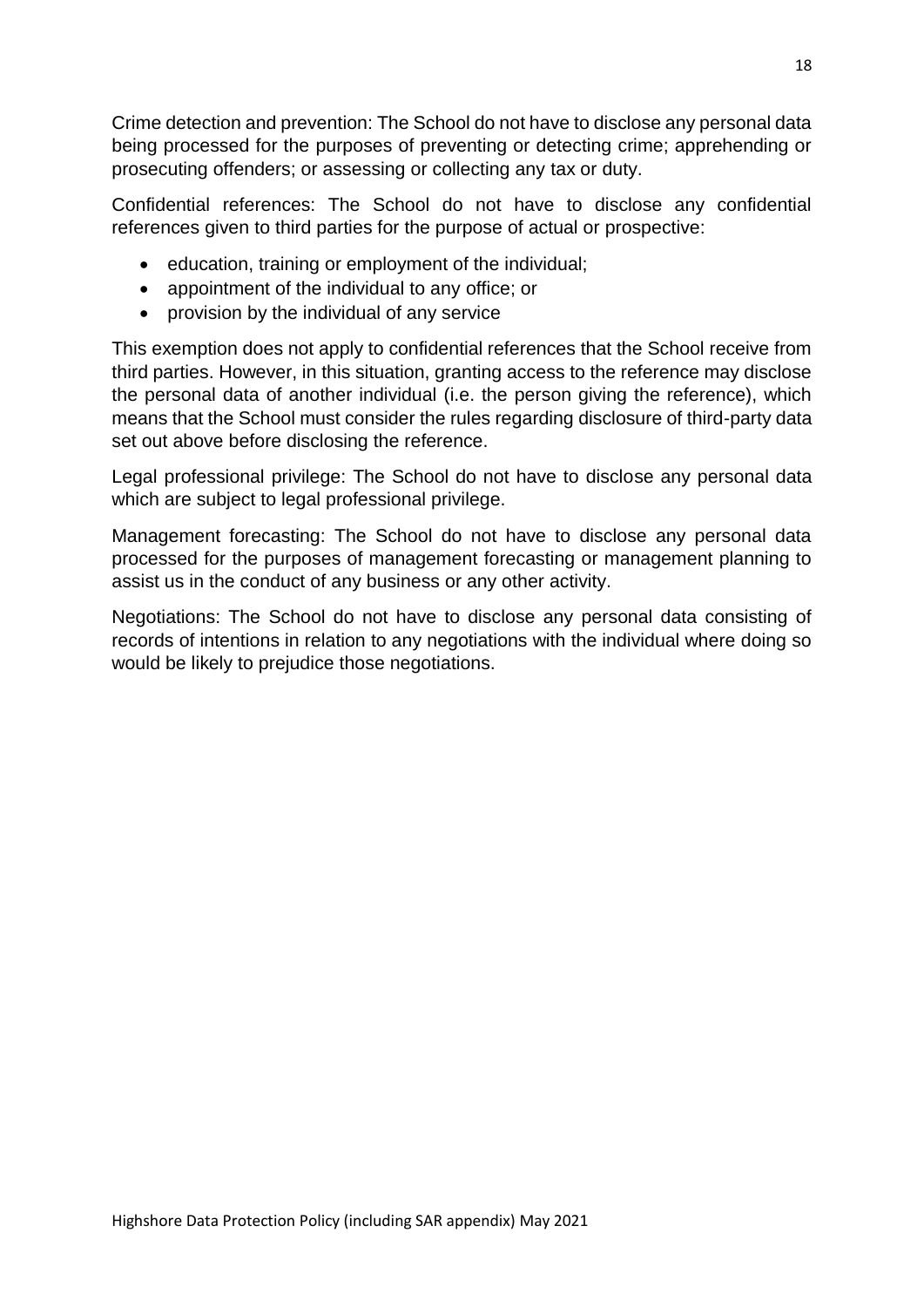Crime detection and prevention: The School do not have to disclose any personal data being processed for the purposes of preventing or detecting crime; apprehending or prosecuting offenders; or assessing or collecting any tax or duty.

Confidential references: The School do not have to disclose any confidential references given to third parties for the purpose of actual or prospective:

- education, training or employment of the individual;
- appointment of the individual to any office; or
- provision by the individual of any service

This exemption does not apply to confidential references that the School receive from third parties. However, in this situation, granting access to the reference may disclose the personal data of another individual (i.e. the person giving the reference), which means that the School must consider the rules regarding disclosure of third-party data set out above before disclosing the reference.

Legal professional privilege: The School do not have to disclose any personal data which are subject to legal professional privilege.

Management forecasting: The School do not have to disclose any personal data processed for the purposes of management forecasting or management planning to assist us in the conduct of any business or any other activity.

Negotiations: The School do not have to disclose any personal data consisting of records of intentions in relation to any negotiations with the individual where doing so would be likely to prejudice those negotiations.